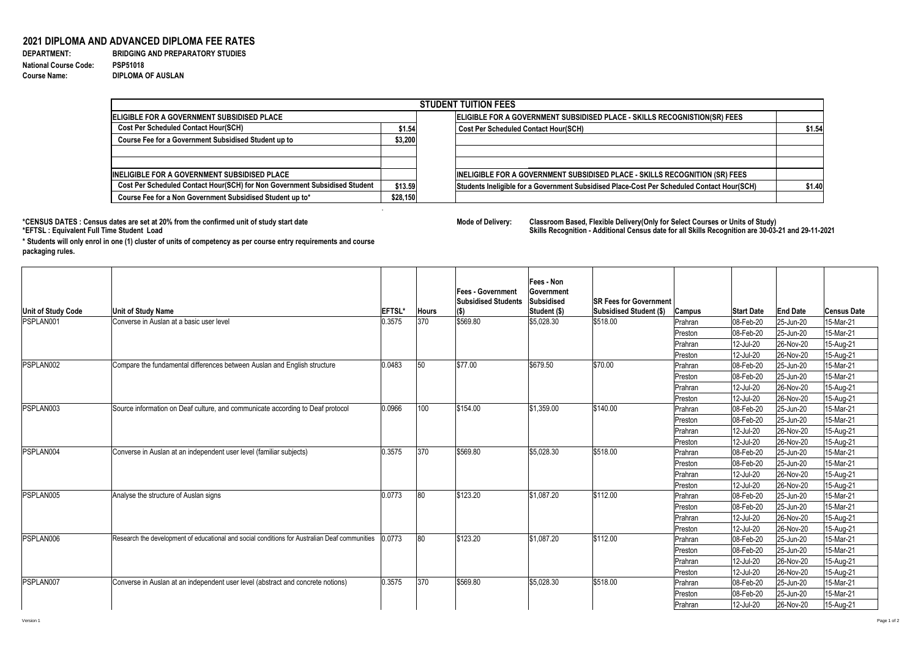## 2021 DIPLOMA AND ADVANCED DIPLOMA FEE RATES

**DEPARTMENT:** BRIDGING AND PREPARATORY STUDIES
**National Course Code:** PSP51018
**Course Name:** DIPLOMA OF AUSLAN

| STUDENT TUITION FEES | | | |
|---|---|---|---|
| **ELIGIBLE FOR A GOVERNMENT SUBSIDISED PLACE** | | **ELIGIBLE FOR A GOVERNMENT SUBSIDISED PLACE - SKILLS RECOGNISTION(SR) FEES** | |
| Cost Per Scheduled Contact Hour(SCH) | $1.54 | Cost Per Scheduled Contact Hour(SCH) | $1.54 |
| Course Fee for a Government Subsidised Student up to | $3,200 | | |
| | | | |
| | | | |
| **INELIGIBLE FOR A GOVERNMENT SUBSIDISED PLACE** | | **INELIGIBLE FOR A GOVERNMENT SUBSIDISED PLACE - SKILLS RECOGNITION (SR) FEES** | |
| Cost Per Scheduled Contact Hour(SCH) for Non Government Subsidised Student | $13.59 | Students Ineligible for a Government Subsidised Place-Cost Per Scheduled Contact Hour(SCH) | $1.40 |
| Course Fee for a Non Government Subsidised Student up to* | $28,150 | | |

**\*CENSUS DATES : Census dates are set at 20% from the confirmed unit of study start date**
**\*EFTSL : Equivalent Full Time Student Load**

**\* Students will only enrol in one (1) cluster of units of competency as per course entry requirements and course packaging rules.**

**Mode of Delivery:** **Classroom Based, Flexible Delivery(Only for Select Courses or Units of Study)**
**Skills Recognition - Additional Census date for all Skills Recognition are 30-03-21 and 29-11-2021**

| Unit of Study Code | Unit of Study Name | EFTSL* | Hours | Fees - Government Subsidised Students ($) | Fees - Non Government Subsidised Student ($) | SR Fees for Government Subsidised Student ($) | Campus | Start Date | End Date | Census Date |
|---|---|---|---|---|---|---|---|---|---|---|
| PSPLAN001 | Converse in Auslan at a basic user level | 0.3575 | 370 | $569.80 | $5,028.30 | $518.00 | Prahran | 08-Feb-20 | 25-Jun-20 | 15-Mar-21 |
| | | | | | | | Preston | 08-Feb-20 | 25-Jun-20 | 15-Mar-21 |
| | | | | | | | Prahran | 12-Jul-20 | 26-Nov-20 | 15-Aug-21 |
| | | | | | | | Preston | 12-Jul-20 | 26-Nov-20 | 15-Aug-21 |
| PSPLAN002 | Compare the fundamental differences between Auslan and English structure | 0.0483 | 50 | $77.00 | $679.50 | $70.00 | Prahran | 08-Feb-20 | 25-Jun-20 | 15-Mar-21 |
| | | | | | | | Preston | 08-Feb-20 | 25-Jun-20 | 15-Mar-21 |
| | | | | | | | Prahran | 12-Jul-20 | 26-Nov-20 | 15-Aug-21 |
| | | | | | | | Preston | 12-Jul-20 | 26-Nov-20 | 15-Aug-21 |
| PSPLAN003 | Source information on Deaf culture, and communicate according to Deaf protocol | 0.0966 | 100 | $154.00 | $1,359.00 | $140.00 | Prahran | 08-Feb-20 | 25-Jun-20 | 15-Mar-21 |
| | | | | | | | Preston | 08-Feb-20 | 25-Jun-20 | 15-Mar-21 |
| | | | | | | | Prahran | 12-Jul-20 | 26-Nov-20 | 15-Aug-21 |
| | | | | | | | Preston | 12-Jul-20 | 26-Nov-20 | 15-Aug-21 |
| PSPLAN004 | Converse in Auslan at an independent user level (familiar subjects) | 0.3575 | 370 | $569.80 | $5,028.30 | $518.00 | Prahran | 08-Feb-20 | 25-Jun-20 | 15-Mar-21 |
| | | | | | | | Preston | 08-Feb-20 | 25-Jun-20 | 15-Mar-21 |
| | | | | | | | Prahran | 12-Jul-20 | 26-Nov-20 | 15-Aug-21 |
| | | | | | | | Preston | 12-Jul-20 | 26-Nov-20 | 15-Aug-21 |
| PSPLAN005 | Analyse the structure of Auslan signs | 0.0773 | 80 | $123.20 | $1,087.20 | $112.00 | Prahran | 08-Feb-20 | 25-Jun-20 | 15-Mar-21 |
| | | | | | | | Preston | 08-Feb-20 | 25-Jun-20 | 15-Mar-21 |
| | | | | | | | Prahran | 12-Jul-20 | 26-Nov-20 | 15-Aug-21 |
| | | | | | | | Preston | 12-Jul-20 | 26-Nov-20 | 15-Aug-21 |
| PSPLAN006 | Research the development of educational and social conditions for Australian Deaf communities | 0.0773 | 80 | $123.20 | $1,087.20 | $112.00 | Prahran | 08-Feb-20 | 25-Jun-20 | 15-Mar-21 |
| | | | | | | | Preston | 08-Feb-20 | 25-Jun-20 | 15-Mar-21 |
| | | | | | | | Prahran | 12-Jul-20 | 26-Nov-20 | 15-Aug-21 |
| | | | | | | | Preston | 12-Jul-20 | 26-Nov-20 | 15-Aug-21 |
| PSPLAN007 | Converse in Auslan at an independent user level (abstract and concrete notions) | 0.3575 | 370 | $569.80 | $5,028.30 | $518.00 | Prahran | 08-Feb-20 | 25-Jun-20 | 15-Mar-21 |
| | | | | | | | Preston | 08-Feb-20 | 25-Jun-20 | 15-Mar-21 |
| | | | | | | | Prahran | 12-Jul-20 | 26-Nov-20 | 15-Aug-21 |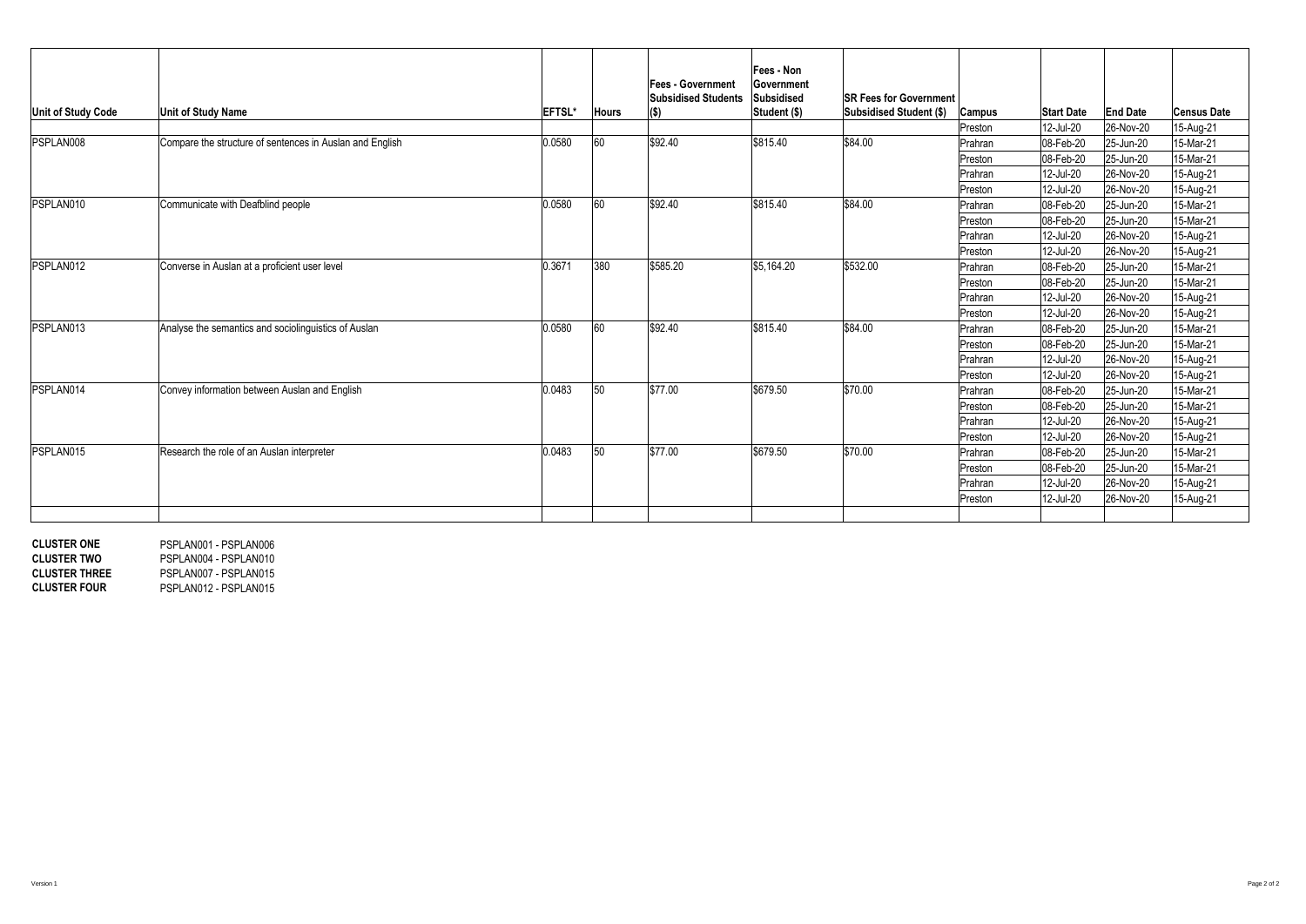| Unit of Study Code | Unit of Study Name | EFTSL* | Hours | Fees - Government Subsidised Students ($) | Fees - Non Government Subsidised Student ($) | SR Fees for Government Subsidised Student ($) | Campus | Start Date | End Date | Census Date |
|---|---|---|---|---|---|---|---|---|---|---|
| | | | | | | | Preston | 12-Jul-20 | 26-Nov-20 | 15-Aug-21 |
| PSPLAN008 | Compare the structure of sentences in Auslan and English | 0.0580 | 60 | $92.40 | $815.40 | $84.00 | Prahran | 08-Feb-20 | 25-Jun-20 | 15-Mar-21 |
| | | | | | | | Preston | 08-Feb-20 | 25-Jun-20 | 15-Mar-21 |
| | | | | | | | Prahran | 12-Jul-20 | 26-Nov-20 | 15-Aug-21 |
| | | | | | | | Preston | 12-Jul-20 | 26-Nov-20 | 15-Aug-21 |
| PSPLAN010 | Communicate with Deafblind people | 0.0580 | 60 | $92.40 | $815.40 | $84.00 | Prahran | 08-Feb-20 | 25-Jun-20 | 15-Mar-21 |
| | | | | | | | Preston | 08-Feb-20 | 25-Jun-20 | 15-Mar-21 |
| | | | | | | | Prahran | 12-Jul-20 | 26-Nov-20 | 15-Aug-21 |
| | | | | | | | Preston | 12-Jul-20 | 26-Nov-20 | 15-Aug-21 |
| PSPLAN012 | Converse in Auslan at a proficient user level | 0.3671 | 380 | $585.20 | $5,164.20 | $532.00 | Prahran | 08-Feb-20 | 25-Jun-20 | 15-Mar-21 |
| | | | | | | | Preston | 08-Feb-20 | 25-Jun-20 | 15-Mar-21 |
| | | | | | | | Prahran | 12-Jul-20 | 26-Nov-20 | 15-Aug-21 |
| | | | | | | | Preston | 12-Jul-20 | 26-Nov-20 | 15-Aug-21 |
| PSPLAN013 | Analyse the semantics and sociolinguistics of Auslan | 0.0580 | 60 | $92.40 | $815.40 | $84.00 | Prahran | 08-Feb-20 | 25-Jun-20 | 15-Mar-21 |
| | | | | | | | Preston | 08-Feb-20 | 25-Jun-20 | 15-Mar-21 |
| | | | | | | | Prahran | 12-Jul-20 | 26-Nov-20 | 15-Aug-21 |
| | | | | | | | Preston | 12-Jul-20 | 26-Nov-20 | 15-Aug-21 |
| PSPLAN014 | Convey information between Auslan and English | 0.0483 | 50 | $77.00 | $679.50 | $70.00 | Prahran | 08-Feb-20 | 25-Jun-20 | 15-Mar-21 |
| | | | | | | | Preston | 08-Feb-20 | 25-Jun-20 | 15-Mar-21 |
| | | | | | | | Prahran | 12-Jul-20 | 26-Nov-20 | 15-Aug-21 |
| | | | | | | | Preston | 12-Jul-20 | 26-Nov-20 | 15-Aug-21 |
| PSPLAN015 | Research the role of an Auslan interpreter | 0.0483 | 50 | $77.00 | $679.50 | $70.00 | Prahran | 08-Feb-20 | 25-Jun-20 | 15-Mar-21 |
| | | | | | | | Preston | 08-Feb-20 | 25-Jun-20 | 15-Mar-21 |
| | | | | | | | Prahran | 12-Jul-20 | 26-Nov-20 | 15-Aug-21 |
| | | | | | | | Preston | 12-Jul-20 | 26-Nov-20 | 15-Aug-21 |

**CLUSTER ONE** PSPLAN001 - PSPLAN006
**CLUSTER TWO** PSPLAN004 - PSPLAN010
**CLUSTER THREE** PSPLAN007 - PSPLAN015
**CLUSTER FOUR** PSPLAN012 - PSPLAN015

Version 1